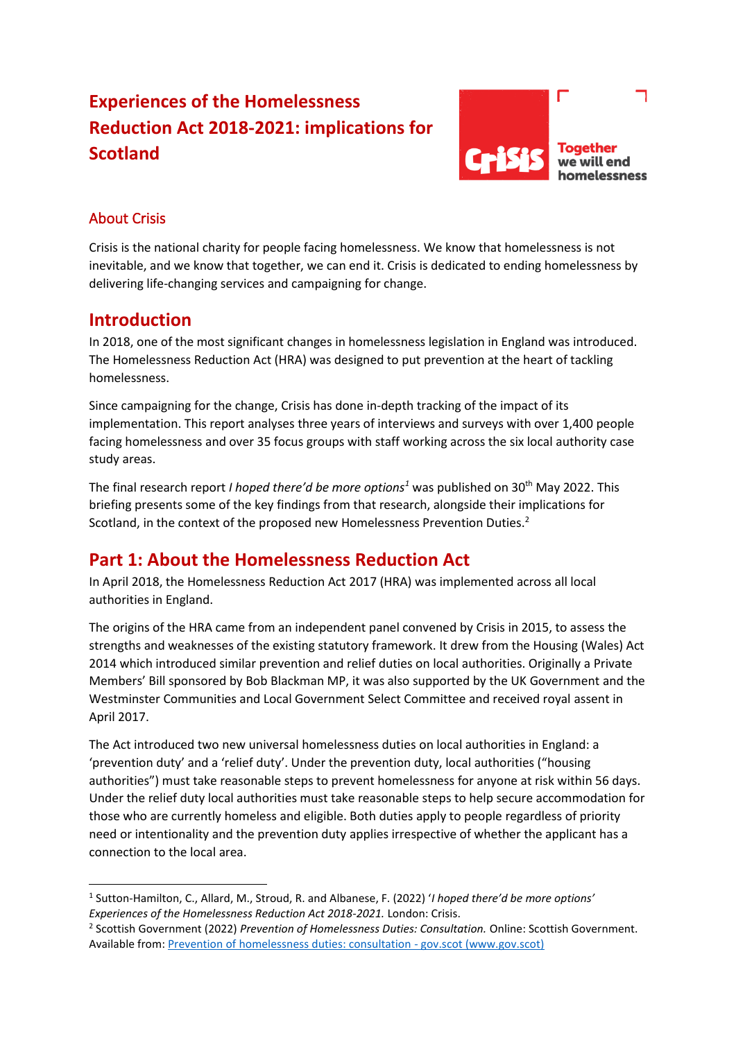# Experiences of the Homelessness Reduction Act 2018-2021: implications for Scotland

Crisis

Together we will end homelessness

## About Crisis

Crisis is the national charity for people facing homelessness. We know that homelessness is not inevitable, and we know that together, we can end it. Crisis is dedicated to ending homelessness by delivering life-changing services and campaigning for change.

## Introduction

In 2018, one of the most significant changes in homelessness legislation in England was introduced. The Homelessness Reduction Act (HRA) was designed to put prevention at the heart of tackling homelessness.

Since campaigning for the change, Crisis has done in-depth tracking of the impact of its implementation. This report analyses three years of interviews and surveys with over 1,400 people facing homelessness and over 35 focus groups with staff working across the six local authority case study areas.

The final research report *I hoped there'd be more options*[1] was published on 30th May 2022. This briefing presents some of the key findings from that research, alongside their implications for Scotland, in the context of the proposed new Homelessness Prevention Duties.[2]

## Part 1: About the Homelessness Reduction Act

In April 2018, the Homelessness Reduction Act 2017 (HRA) was implemented across all local authorities in England.

The origins of the HRA came from an independent panel convened by Crisis in 2015, to assess the strengths and weaknesses of the existing statutory framework. It drew from the Housing (Wales) Act 2014 which introduced similar prevention and relief duties on local authorities. Originally a Private Members' Bill sponsored by Bob Blackman MP, it was also supported by the UK Government and the Westminster Communities and Local Government Select Committee and received royal assent in April 2017.

The Act introduced two new universal homelessness duties on local authorities in England: a 'prevention duty' and a 'relief duty'. Under the prevention duty, local authorities ("housing authorities") must take reasonable steps to prevent homelessness for anyone at risk within 56 days. Under the relief duty local authorities must take reasonable steps to help secure accommodation for those who are currently homeless and eligible. Both duties apply to people regardless of priority need or intentionality and the prevention duty applies irrespective of whether the applicant has a connection to the local area.

---

[1] Sutton-Hamilton, C., Allard, M., Stroud, R. and Albanese, F. (2022) '*I hoped there'd be more options' Experiences of the Homelessness Reduction Act 2018-2021.* London: Crisis.

[2] Scottish Government (2022) *Prevention of Homelessness Duties: Consultation.* Online: Scottish Government. Available from: Prevention of homelessness duties: consultation - gov.scot (www.gov.scot)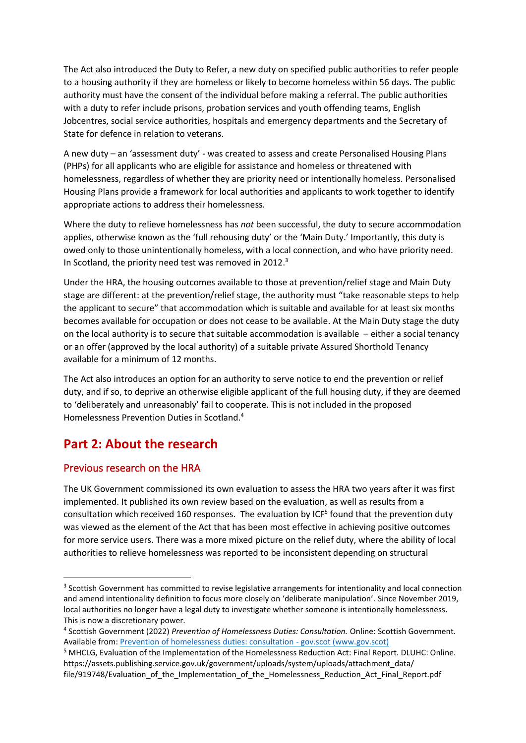The Act also introduced the Duty to Refer, a new duty on specified public authorities to refer people to a housing authority if they are homeless or likely to become homeless within 56 days. The public authority must have the consent of the individual before making a referral. The public authorities with a duty to refer include prisons, probation services and youth offending teams, English Jobcentres, social service authorities, hospitals and emergency departments and the Secretary of State for defence in relation to veterans.

A new duty – an 'assessment duty' - was created to assess and create Personalised Housing Plans (PHPs) for all applicants who are eligible for assistance and homeless or threatened with homelessness, regardless of whether they are priority need or intentionally homeless. Personalised Housing Plans provide a framework for local authorities and applicants to work together to identify appropriate actions to address their homelessness.

Where the duty to relieve homelessness has *not* been successful, the duty to secure accommodation applies, otherwise known as the 'full rehousing duty' or the 'Main Duty.' Importantly, this duty is owed only to those unintentionally homeless, with a local connection, and who have priority need. In Scotland, the priority need test was removed in 2012.[3]

Under the HRA, the housing outcomes available to those at prevention/relief stage and Main Duty stage are different: at the prevention/relief stage, the authority must "take reasonable steps to help the applicant to secure" that accommodation which is suitable and available for at least six months becomes available for occupation or does not cease to be available. At the Main Duty stage the duty on the local authority is to secure that suitable accommodation is available – either a social tenancy or an offer (approved by the local authority) of a suitable private Assured Shorthold Tenancy available for a minimum of 12 months.

The Act also introduces an option for an authority to serve notice to end the prevention or relief duty, and if so, to deprive an otherwise eligible applicant of the full housing duty, if they are deemed to 'deliberately and unreasonably' fail to cooperate. This is not included in the proposed Homelessness Prevention Duties in Scotland.[4]

## Part 2: About the research

### Previous research on the HRA

The UK Government commissioned its own evaluation to assess the HRA two years after it was first implemented. It published its own review based on the evaluation, as well as results from a consultation which received 160 responses. The evaluation by ICF[5] found that the prevention duty was viewed as the element of the Act that has been most effective in achieving positive outcomes for more service users. There was a more mixed picture on the relief duty, where the ability of local authorities to relieve homelessness was reported to be inconsistent depending on structural

---

[3] Scottish Government has committed to revise legislative arrangements for intentionality and local connection and amend intentionality definition to focus more closely on 'deliberate manipulation'. Since November 2019, local authorities no longer have a legal duty to investigate whether someone is intentionally homelessness. This is now a discretionary power.

[4] Scottish Government (2022) *Prevention of Homelessness Duties: Consultation.* Online: Scottish Government. Available from: [Prevention of homelessness duties: consultation - gov.scot (www.gov.scot)](https://www.gov.scot)

[5] MHCLG, Evaluation of the Implementation of the Homelessness Reduction Act: Final Report. DLUHC: Online. https://assets.publishing.service.gov.uk/government/uploads/system/uploads/attachment_data/file/919748/Evaluation_of_the_Implementation_of_the_Homelessness_Reduction_Act_Final_Report.pdf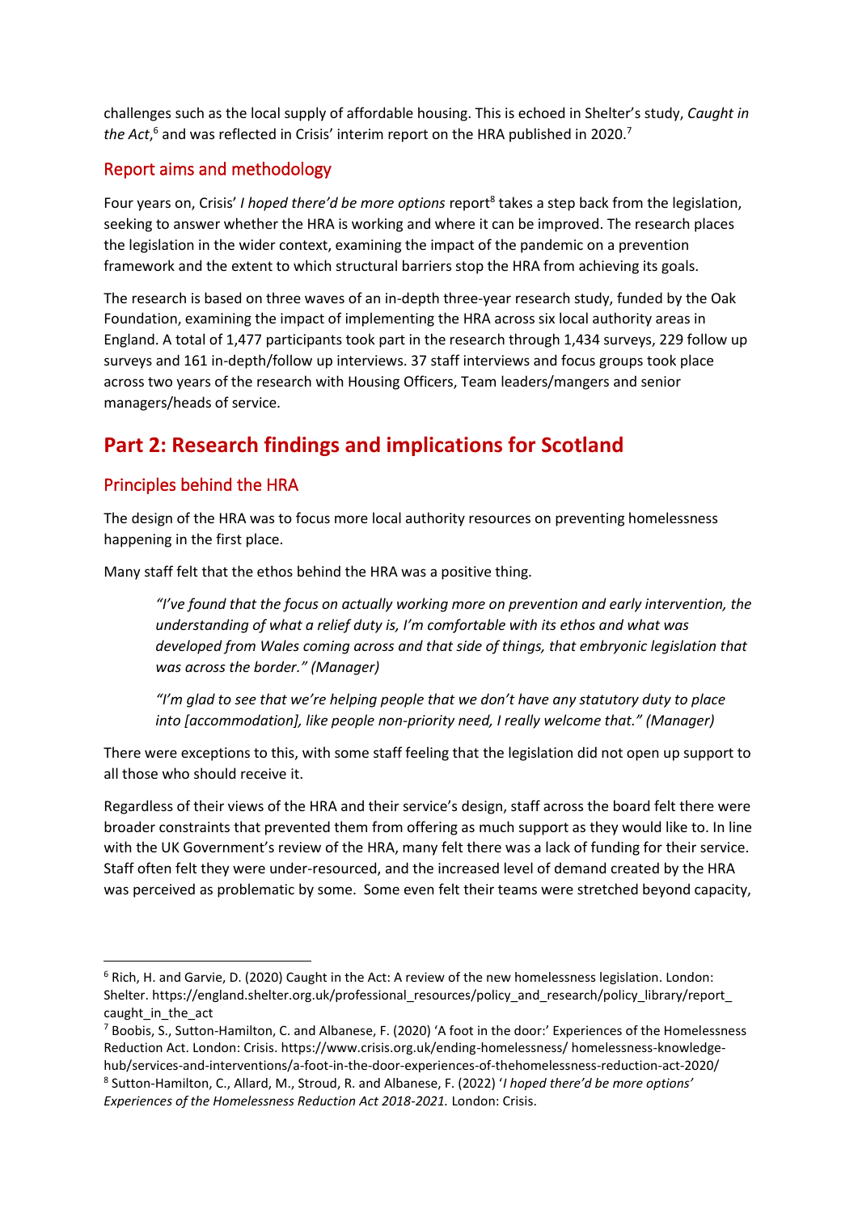challenges such as the local supply of affordable housing. This is echoed in Shelter's study, *Caught in the Act*,[6] and was reflected in Crisis' interim report on the HRA published in 2020.[7]

## Report aims and methodology

Four years on, Crisis' *I hoped there'd be more options* report[8] takes a step back from the legislation, seeking to answer whether the HRA is working and where it can be improved. The research places the legislation in the wider context, examining the impact of the pandemic on a prevention framework and the extent to which structural barriers stop the HRA from achieving its goals.

The research is based on three waves of an in-depth three-year research study, funded by the Oak Foundation, examining the impact of implementing the HRA across six local authority areas in England. A total of 1,477 participants took part in the research through 1,434 surveys, 229 follow up surveys and 161 in-depth/follow up interviews. 37 staff interviews and focus groups took place across two years of the research with Housing Officers, Team leaders/mangers and senior managers/heads of service.

# Part 2: Research findings and implications for Scotland

## Principles behind the HRA

The design of the HRA was to focus more local authority resources on preventing homelessness happening in the first place.

Many staff felt that the ethos behind the HRA was a positive thing.

> *"I've found that the focus on actually working more on prevention and early intervention, the understanding of what a relief duty is, I'm comfortable with its ethos and what was developed from Wales coming across and that side of things, that embryonic legislation that was across the border." (Manager)*

> *"I'm glad to see that we're helping people that we don't have any statutory duty to place into [accommodation], like people non-priority need, I really welcome that." (Manager)*

There were exceptions to this, with some staff feeling that the legislation did not open up support to all those who should receive it.

Regardless of their views of the HRA and their service's design, staff across the board felt there were broader constraints that prevented them from offering as much support as they would like to. In line with the UK Government's review of the HRA, many felt there was a lack of funding for their service. Staff often felt they were under-resourced, and the increased level of demand created by the HRA was perceived as problematic by some. Some even felt their teams were stretched beyond capacity,

---

[6] Rich, H. and Garvie, D. (2020) Caught in the Act: A review of the new homelessness legislation. London: Shelter. https://england.shelter.org.uk/professional_resources/policy_and_research/policy_library/report_caught_in_the_act

[7] Boobis, S., Sutton-Hamilton, C. and Albanese, F. (2020) 'A foot in the door:' Experiences of the Homelessness Reduction Act. London: Crisis. https://www.crisis.org.uk/ending-homelessness/ homelessness-knowledge-hub/services-and-interventions/a-foot-in-the-door-experiences-of-thehomelessness-reduction-act-2020/

[8] Sutton-Hamilton, C., Allard, M., Stroud, R. and Albanese, F. (2022) '*I hoped there'd be more options' Experiences of the Homelessness Reduction Act 2018-2021.* London: Crisis.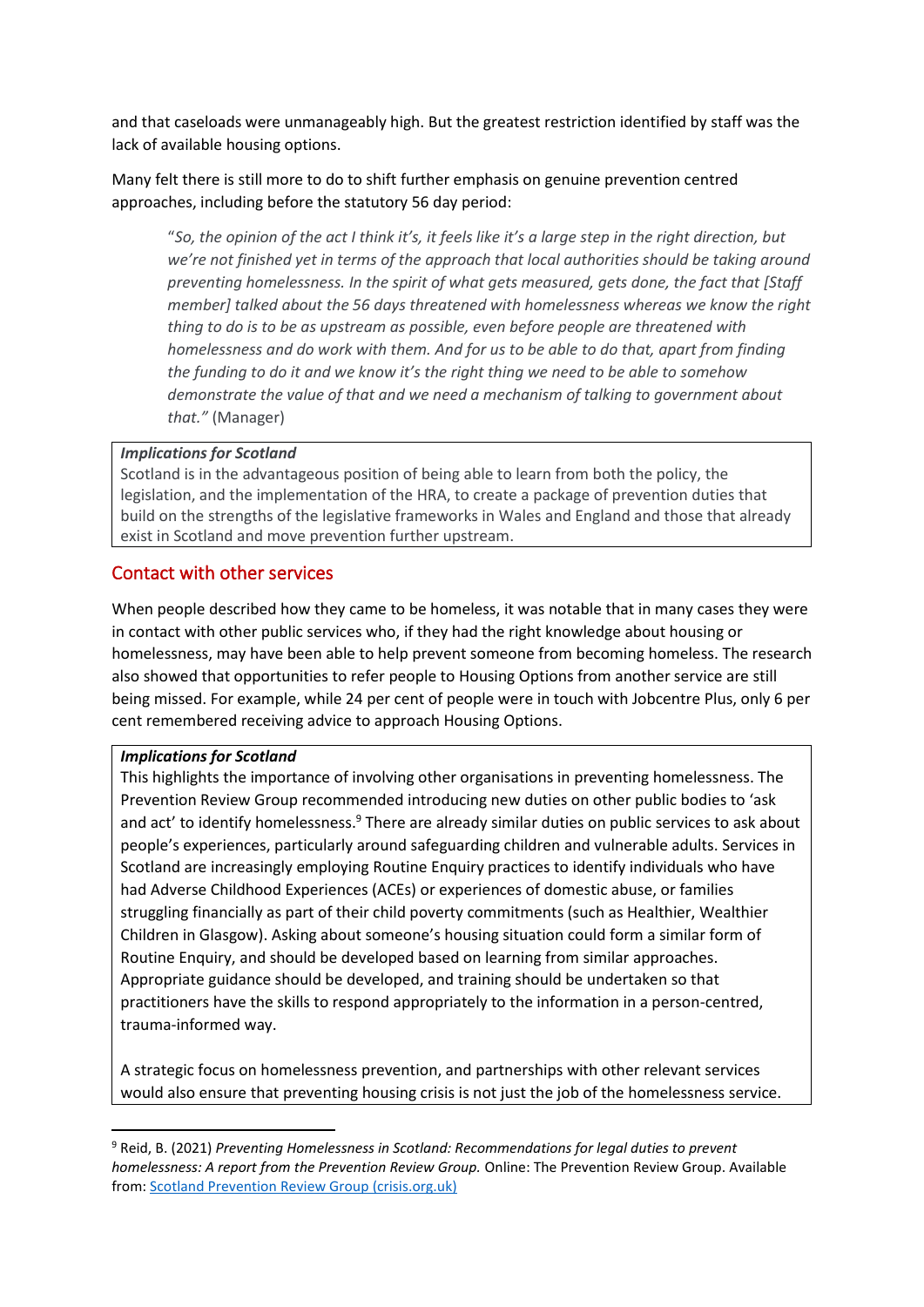and that caseloads were unmanageably high. But the greatest restriction identified by staff was the lack of available housing options.

Many felt there is still more to do to shift further emphasis on genuine prevention centred approaches, including before the statutory 56 day period:

> "*So, the opinion of the act I think it's, it feels like it's a large step in the right direction, but we're not finished yet in terms of the approach that local authorities should be taking around preventing homelessness. In the spirit of what gets measured, gets done, the fact that [Staff member] talked about the 56 days threatened with homelessness whereas we know the right thing to do is to be as upstream as possible, even before people are threatened with homelessness and do work with them. And for us to be able to do that, apart from finding the funding to do it and we know it's the right thing we need to be able to somehow demonstrate the value of that and we need a mechanism of talking to government about that.*" (Manager)

> ***Implications for Scotland***
>
> Scotland is in the advantageous position of being able to learn from both the policy, the legislation, and the implementation of the HRA, to create a package of prevention duties that build on the strengths of the legislative frameworks in Wales and England and those that already exist in Scotland and move prevention further upstream.

## Contact with other services

When people described how they came to be homeless, it was notable that in many cases they were in contact with other public services who, if they had the right knowledge about housing or homelessness, may have been able to help prevent someone from becoming homeless. The research also showed that opportunities to refer people to Housing Options from another service are still being missed. For example, while 24 per cent of people were in touch with Jobcentre Plus, only 6 per cent remembered receiving advice to approach Housing Options.

> ***Implications for Scotland***
>
> This highlights the importance of involving other organisations in preventing homelessness. The Prevention Review Group recommended introducing new duties on other public bodies to 'ask and act' to identify homelessness.[9] There are already similar duties on public services to ask about people's experiences, particularly around safeguarding children and vulnerable adults. Services in Scotland are increasingly employing Routine Enquiry practices to identify individuals who have had Adverse Childhood Experiences (ACEs) or experiences of domestic abuse, or families struggling financially as part of their child poverty commitments (such as Healthier, Wealthier Children in Glasgow). Asking about someone's housing situation could form a similar form of Routine Enquiry, and should be developed based on learning from similar approaches. Appropriate guidance should be developed, and training should be undertaken so that practitioners have the skills to respond appropriately to the information in a person-centred, trauma-informed way.
>
> A strategic focus on homelessness prevention, and partnerships with other relevant services would also ensure that preventing housing crisis is not just the job of the homelessness service.

[9] Reid, B. (2021) *Preventing Homelessness in Scotland: Recommendations for legal duties to prevent homelessness: A report from the Prevention Review Group.* Online: The Prevention Review Group. Available from: Scotland Prevention Review Group (crisis.org.uk)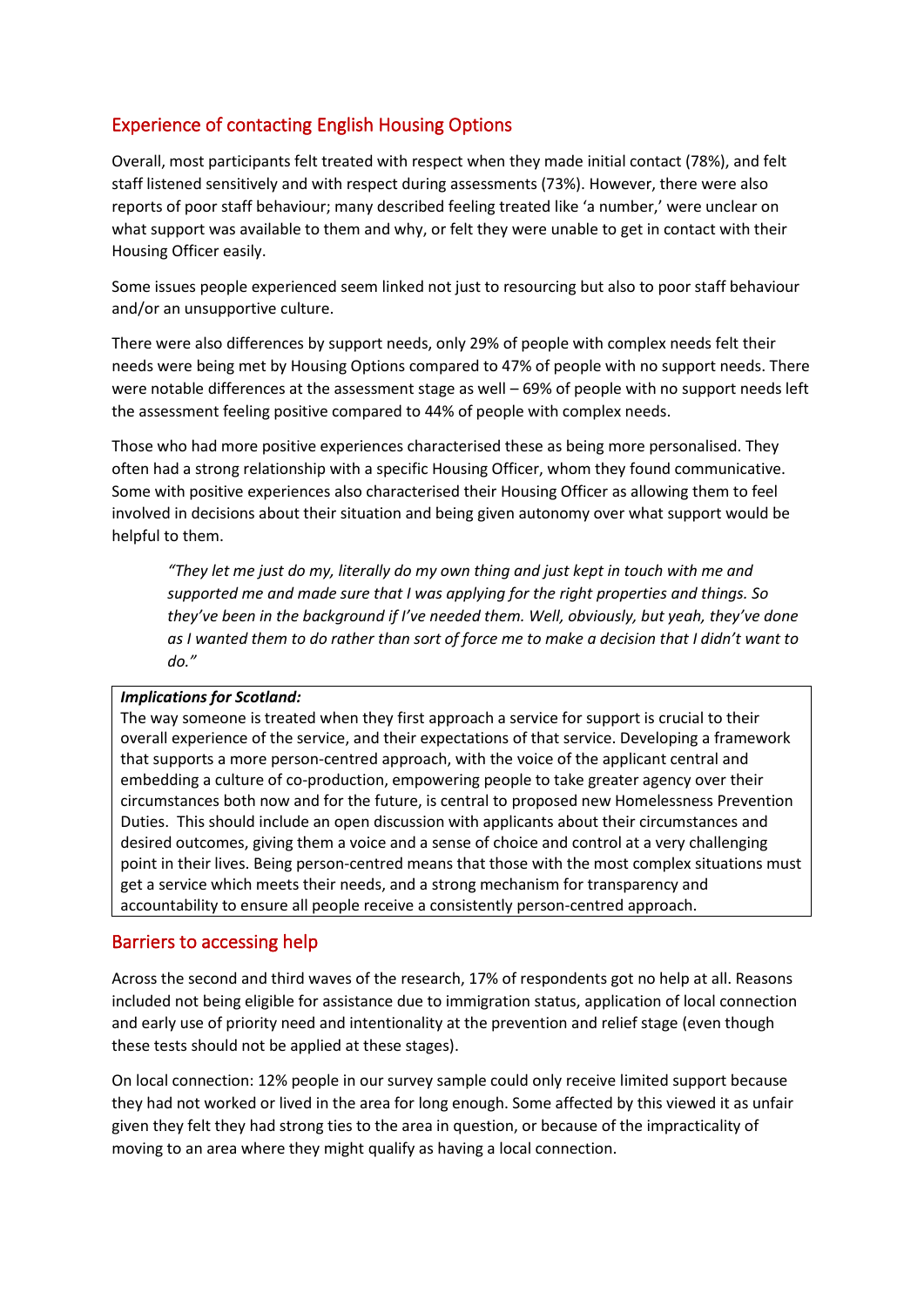## Experience of contacting English Housing Options

Overall, most participants felt treated with respect when they made initial contact (78%), and felt staff listened sensitively and with respect during assessments (73%). However, there were also reports of poor staff behaviour; many described feeling treated like 'a number,' were unclear on what support was available to them and why, or felt they were unable to get in contact with their Housing Officer easily.

Some issues people experienced seem linked not just to resourcing but also to poor staff behaviour and/or an unsupportive culture.

There were also differences by support needs, only 29% of people with complex needs felt their needs were being met by Housing Options compared to 47% of people with no support needs. There were notable differences at the assessment stage as well – 69% of people with no support needs left the assessment feeling positive compared to 44% of people with complex needs.

Those who had more positive experiences characterised these as being more personalised. They often had a strong relationship with a specific Housing Officer, whom they found communicative. Some with positive experiences also characterised their Housing Officer as allowing them to feel involved in decisions about their situation and being given autonomy over what support would be helpful to them.

> *"They let me just do my, literally do my own thing and just kept in touch with me and supported me and made sure that I was applying for the right properties and things. So they've been in the background if I've needed them. Well, obviously, but yeah, they've done as I wanted them to do rather than sort of force me to make a decision that I didn't want to do."*

> ***Implications for Scotland:***
> The way someone is treated when they first approach a service for support is crucial to their overall experience of the service, and their expectations of that service. Developing a framework that supports a more person-centred approach, with the voice of the applicant central and embedding a culture of co-production, empowering people to take greater agency over their circumstances both now and for the future, is central to proposed new Homelessness Prevention Duties. This should include an open discussion with applicants about their circumstances and desired outcomes, giving them a voice and a sense of choice and control at a very challenging point in their lives. Being person-centred means that those with the most complex situations must get a service which meets their needs, and a strong mechanism for transparency and accountability to ensure all people receive a consistently person-centred approach.

## Barriers to accessing help

Across the second and third waves of the research, 17% of respondents got no help at all. Reasons included not being eligible for assistance due to immigration status, application of local connection and early use of priority need and intentionality at the prevention and relief stage (even though these tests should not be applied at these stages).

On local connection: 12% people in our survey sample could only receive limited support because they had not worked or lived in the area for long enough. Some affected by this viewed it as unfair given they felt they had strong ties to the area in question, or because of the impracticality of moving to an area where they might qualify as having a local connection.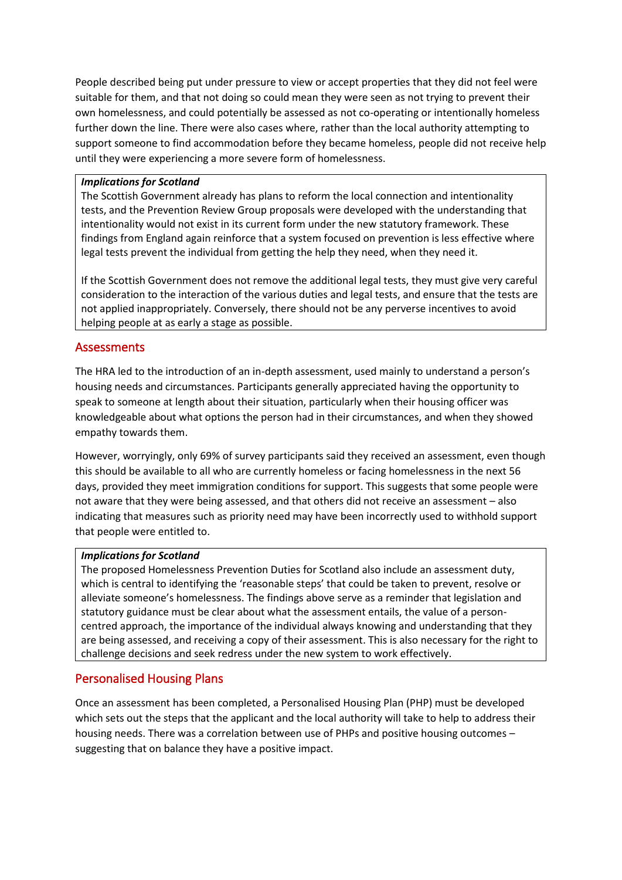People described being put under pressure to view or accept properties that they did not feel were suitable for them, and that not doing so could mean they were seen as not trying to prevent their own homelessness, and could potentially be assessed as not co-operating or intentionally homeless further down the line. There were also cases where, rather than the local authority attempting to support someone to find accommodation before they became homeless, people did not receive help until they were experiencing a more severe form of homelessness.

> ***Implications for Scotland***
>
> The Scottish Government already has plans to reform the local connection and intentionality tests, and the Prevention Review Group proposals were developed with the understanding that intentionality would not exist in its current form under the new statutory framework. These findings from England again reinforce that a system focused on prevention is less effective where legal tests prevent the individual from getting the help they need, when they need it.
>
> If the Scottish Government does not remove the additional legal tests, they must give very careful consideration to the interaction of the various duties and legal tests, and ensure that the tests are not applied inappropriately. Conversely, there should not be any perverse incentives to avoid helping people at as early a stage as possible.

## Assessments

The HRA led to the introduction of an in-depth assessment, used mainly to understand a person's housing needs and circumstances. Participants generally appreciated having the opportunity to speak to someone at length about their situation, particularly when their housing officer was knowledgeable about what options the person had in their circumstances, and when they showed empathy towards them.

However, worryingly, only 69% of survey participants said they received an assessment, even though this should be available to all who are currently homeless or facing homelessness in the next 56 days, provided they meet immigration conditions for support. This suggests that some people were not aware that they were being assessed, and that others did not receive an assessment – also indicating that measures such as priority need may have been incorrectly used to withhold support that people were entitled to.

> ***Implications for Scotland***
>
> The proposed Homelessness Prevention Duties for Scotland also include an assessment duty, which is central to identifying the 'reasonable steps' that could be taken to prevent, resolve or alleviate someone's homelessness. The findings above serve as a reminder that legislation and statutory guidance must be clear about what the assessment entails, the value of a person-centred approach, the importance of the individual always knowing and understanding that they are being assessed, and receiving a copy of their assessment. This is also necessary for the right to challenge decisions and seek redress under the new system to work effectively.

## Personalised Housing Plans

Once an assessment has been completed, a Personalised Housing Plan (PHP) must be developed which sets out the steps that the applicant and the local authority will take to help to address their housing needs. There was a correlation between use of PHPs and positive housing outcomes – suggesting that on balance they have a positive impact.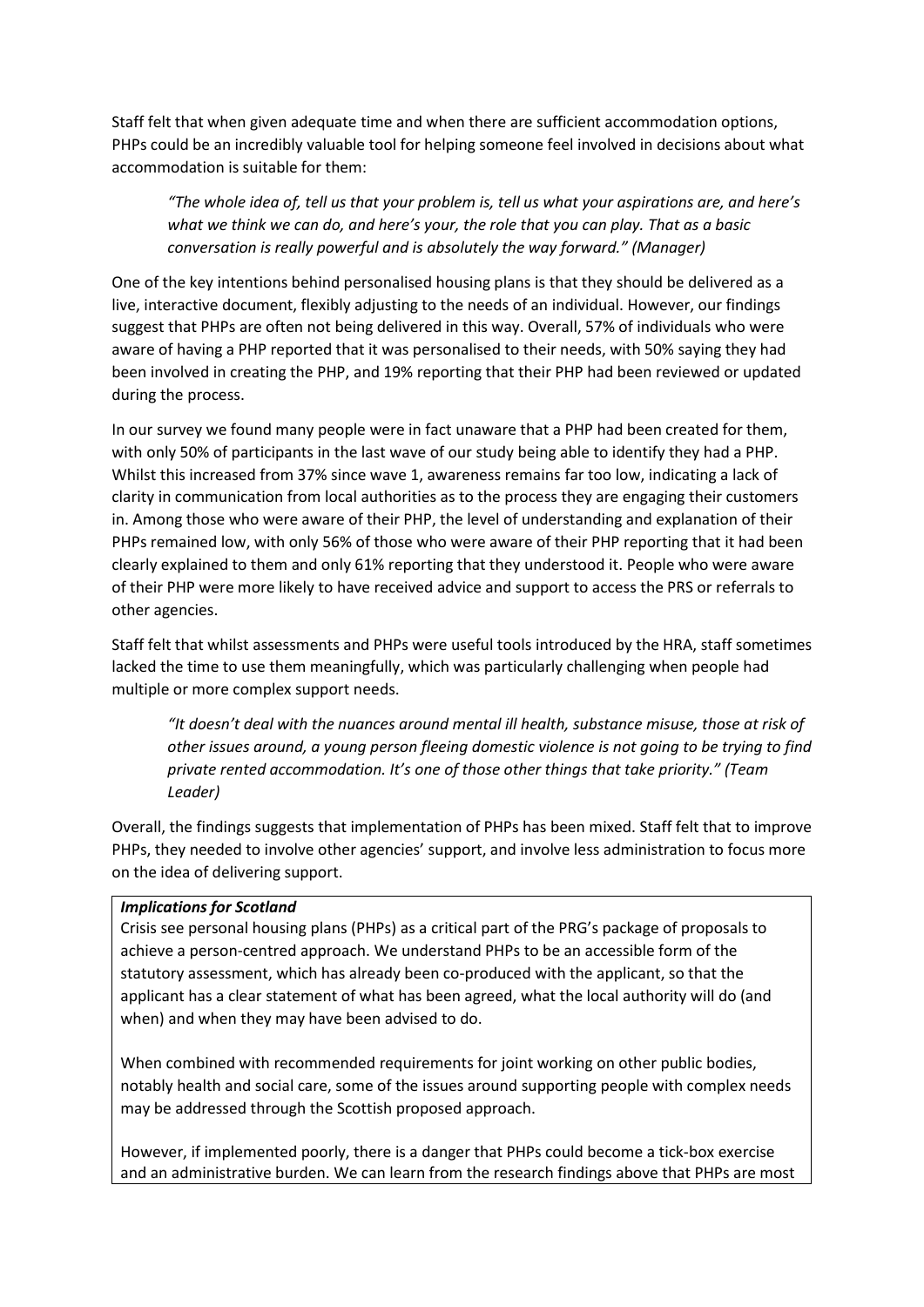Staff felt that when given adequate time and when there are sufficient accommodation options, PHPs could be an incredibly valuable tool for helping someone feel involved in decisions about what accommodation is suitable for them:

> *"The whole idea of, tell us that your problem is, tell us what your aspirations are, and here's what we think we can do, and here's your, the role that you can play. That as a basic conversation is really powerful and is absolutely the way forward." (Manager)*

One of the key intentions behind personalised housing plans is that they should be delivered as a live, interactive document, flexibly adjusting to the needs of an individual. However, our findings suggest that PHPs are often not being delivered in this way. Overall, 57% of individuals who were aware of having a PHP reported that it was personalised to their needs, with 50% saying they had been involved in creating the PHP, and 19% reporting that their PHP had been reviewed or updated during the process.

In our survey we found many people were in fact unaware that a PHP had been created for them, with only 50% of participants in the last wave of our study being able to identify they had a PHP. Whilst this increased from 37% since wave 1, awareness remains far too low, indicating a lack of clarity in communication from local authorities as to the process they are engaging their customers in. Among those who were aware of their PHP, the level of understanding and explanation of their PHPs remained low, with only 56% of those who were aware of their PHP reporting that it had been clearly explained to them and only 61% reporting that they understood it. People who were aware of their PHP were more likely to have received advice and support to access the PRS or referrals to other agencies.

Staff felt that whilst assessments and PHPs were useful tools introduced by the HRA, staff sometimes lacked the time to use them meaningfully, which was particularly challenging when people had multiple or more complex support needs.

> *"It doesn't deal with the nuances around mental ill health, substance misuse, those at risk of other issues around, a young person fleeing domestic violence is not going to be trying to find private rented accommodation. It's one of those other things that take priority." (Team Leader)*

Overall, the findings suggests that implementation of PHPs has been mixed. Staff felt that to improve PHPs, they needed to involve other agencies' support, and involve less administration to focus more on the idea of delivering support.

***Implications for Scotland***

Crisis see personal housing plans (PHPs) as a critical part of the PRG's package of proposals to achieve a person-centred approach. We understand PHPs to be an accessible form of the statutory assessment, which has already been co-produced with the applicant, so that the applicant has a clear statement of what has been agreed, what the local authority will do (and when) and when they may have been advised to do.

When combined with recommended requirements for joint working on other public bodies, notably health and social care, some of the issues around supporting people with complex needs may be addressed through the Scottish proposed approach.

However, if implemented poorly, there is a danger that PHPs could become a tick-box exercise and an administrative burden. We can learn from the research findings above that PHPs are most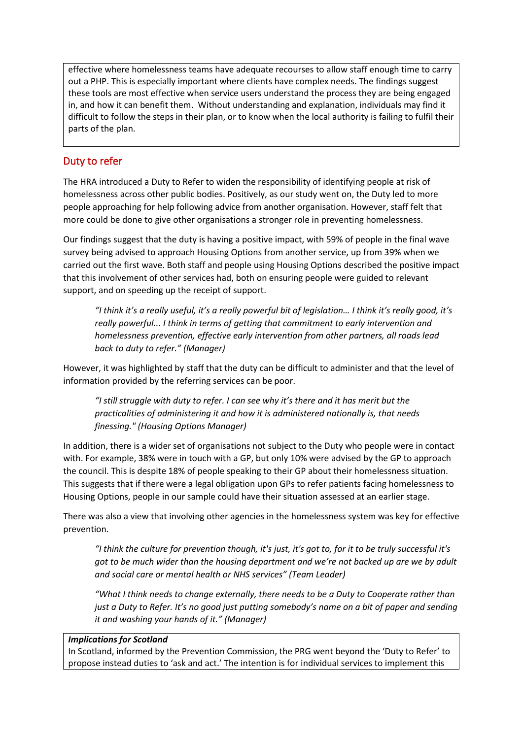effective where homelessness teams have adequate recourses to allow staff enough time to carry out a PHP. This is especially important where clients have complex needs. The findings suggest these tools are most effective when service users understand the process they are being engaged in, and how it can benefit them. Without understanding and explanation, individuals may find it difficult to follow the steps in their plan, or to know when the local authority is failing to fulfil their parts of the plan.

## Duty to refer

The HRA introduced a Duty to Refer to widen the responsibility of identifying people at risk of homelessness across other public bodies. Positively, as our study went on, the Duty led to more people approaching for help following advice from another organisation. However, staff felt that more could be done to give other organisations a stronger role in preventing homelessness.

Our findings suggest that the duty is having a positive impact, with 59% of people in the final wave survey being advised to approach Housing Options from another service, up from 39% when we carried out the first wave. Both staff and people using Housing Options described the positive impact that this involvement of other services had, both on ensuring people were guided to relevant support, and on speeding up the receipt of support.

> *"I think it's a really useful, it's a really powerful bit of legislation… I think it's really good, it's really powerful... I think in terms of getting that commitment to early intervention and homelessness prevention, effective early intervention from other partners, all roads lead back to duty to refer." (Manager)*

However, it was highlighted by staff that the duty can be difficult to administer and that the level of information provided by the referring services can be poor.

> *"I still struggle with duty to refer. I can see why it's there and it has merit but the practicalities of administering it and how it is administered nationally is, that needs finessing." (Housing Options Manager)*

In addition, there is a wider set of organisations not subject to the Duty who people were in contact with. For example, 38% were in touch with a GP, but only 10% were advised by the GP to approach the council. This is despite 18% of people speaking to their GP about their homelessness situation. This suggests that if there were a legal obligation upon GPs to refer patients facing homelessness to Housing Options, people in our sample could have their situation assessed at an earlier stage.

There was also a view that involving other agencies in the homelessness system was key for effective prevention.

> *"I think the culture for prevention though, it's just, it's got to, for it to be truly successful it's got to be much wider than the housing department and we're not backed up are we by adult and social care or mental health or NHS services" (Team Leader)*

> *"What I think needs to change externally, there needs to be a Duty to Cooperate rather than just a Duty to Refer. It's no good just putting somebody's name on a bit of paper and sending it and washing your hands of it." (Manager)*

***Implications for Scotland***

In Scotland, informed by the Prevention Commission, the PRG went beyond the 'Duty to Refer' to propose instead duties to 'ask and act.' The intention is for individual services to implement this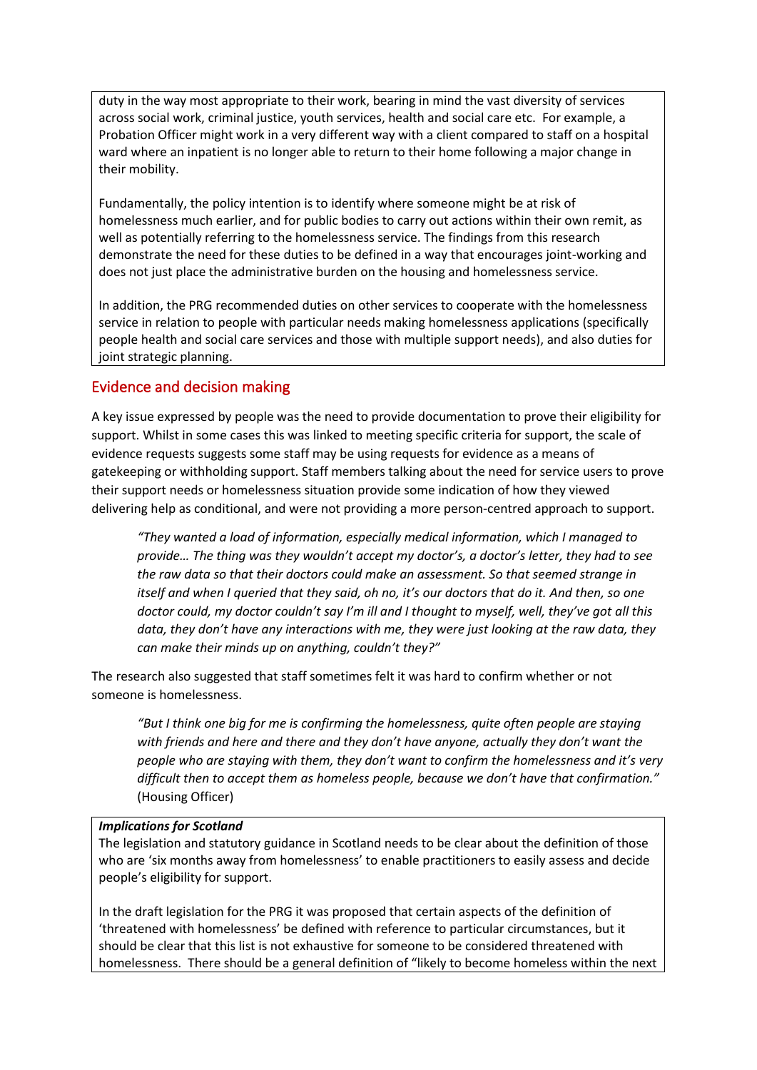duty in the way most appropriate to their work, bearing in mind the vast diversity of services across social work, criminal justice, youth services, health and social care etc. For example, a Probation Officer might work in a very different way with a client compared to staff on a hospital ward where an inpatient is no longer able to return to their home following a major change in their mobility.

Fundamentally, the policy intention is to identify where someone might be at risk of homelessness much earlier, and for public bodies to carry out actions within their own remit, as well as potentially referring to the homelessness service. The findings from this research demonstrate the need for these duties to be defined in a way that encourages joint-working and does not just place the administrative burden on the housing and homelessness service.

In addition, the PRG recommended duties on other services to cooperate with the homelessness service in relation to people with particular needs making homelessness applications (specifically people health and social care services and those with multiple support needs), and also duties for joint strategic planning.

## Evidence and decision making

A key issue expressed by people was the need to provide documentation to prove their eligibility for support. Whilst in some cases this was linked to meeting specific criteria for support, the scale of evidence requests suggests some staff may be using requests for evidence as a means of gatekeeping or withholding support. Staff members talking about the need for service users to prove their support needs or homelessness situation provide some indication of how they viewed delivering help as conditional, and were not providing a more person-centred approach to support.

> *"They wanted a load of information, especially medical information, which I managed to provide… The thing was they wouldn't accept my doctor's, a doctor's letter, they had to see the raw data so that their doctors could make an assessment. So that seemed strange in itself and when I queried that they said, oh no, it's our doctors that do it. And then, so one doctor could, my doctor couldn't say I'm ill and I thought to myself, well, they've got all this data, they don't have any interactions with me, they were just looking at the raw data, they can make their minds up on anything, couldn't they?"*

The research also suggested that staff sometimes felt it was hard to confirm whether or not someone is homelessness.

> *"But I think one big for me is confirming the homelessness, quite often people are staying with friends and here and there and they don't have anyone, actually they don't want the people who are staying with them, they don't want to confirm the homelessness and it's very difficult then to accept them as homeless people, because we don't have that confirmation."* (Housing Officer)

***Implications for Scotland***

The legislation and statutory guidance in Scotland needs to be clear about the definition of those who are 'six months away from homelessness' to enable practitioners to easily assess and decide people's eligibility for support.

In the draft legislation for the PRG it was proposed that certain aspects of the definition of 'threatened with homelessness' be defined with reference to particular circumstances, but it should be clear that this list is not exhaustive for someone to be considered threatened with homelessness. There should be a general definition of "likely to become homeless within the next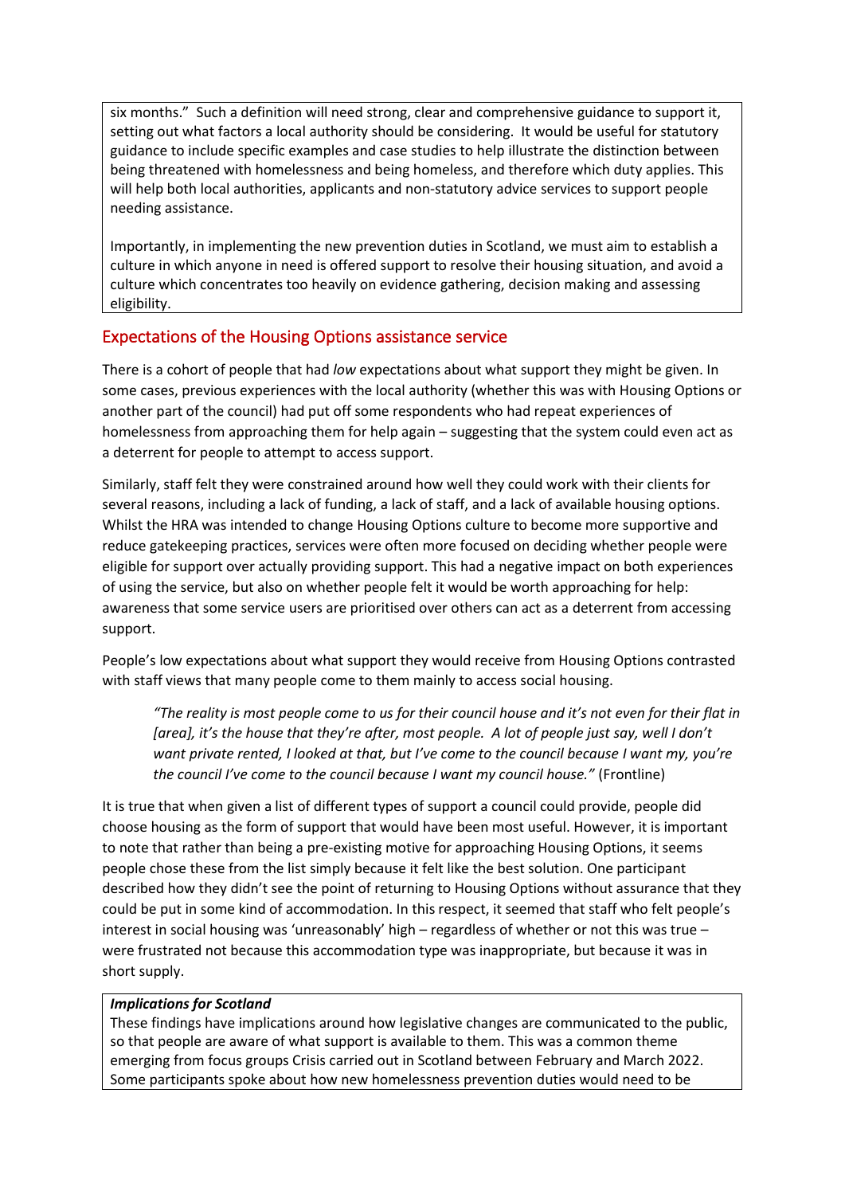six months." Such a definition will need strong, clear and comprehensive guidance to support it, setting out what factors a local authority should be considering. It would be useful for statutory guidance to include specific examples and case studies to help illustrate the distinction between being threatened with homelessness and being homeless, and therefore which duty applies. This will help both local authorities, applicants and non-statutory advice services to support people needing assistance.

Importantly, in implementing the new prevention duties in Scotland, we must aim to establish a culture in which anyone in need is offered support to resolve their housing situation, and avoid a culture which concentrates too heavily on evidence gathering, decision making and assessing eligibility.

## Expectations of the Housing Options assistance service

There is a cohort of people that had *low* expectations about what support they might be given. In some cases, previous experiences with the local authority (whether this was with Housing Options or another part of the council) had put off some respondents who had repeat experiences of homelessness from approaching them for help again – suggesting that the system could even act as a deterrent for people to attempt to access support.

Similarly, staff felt they were constrained around how well they could work with their clients for several reasons, including a lack of funding, a lack of staff, and a lack of available housing options. Whilst the HRA was intended to change Housing Options culture to become more supportive and reduce gatekeeping practices, services were often more focused on deciding whether people were eligible for support over actually providing support. This had a negative impact on both experiences of using the service, but also on whether people felt it would be worth approaching for help: awareness that some service users are prioritised over others can act as a deterrent from accessing support.

People's low expectations about what support they would receive from Housing Options contrasted with staff views that many people come to them mainly to access social housing.

> *"The reality is most people come to us for their council house and it's not even for their flat in [area], it's the house that they're after, most people. A lot of people just say, well I don't want private rented, I looked at that, but I've come to the council because I want my, you're the council I've come to the council because I want my council house."* (Frontline)

It is true that when given a list of different types of support a council could provide, people did choose housing as the form of support that would have been most useful. However, it is important to note that rather than being a pre-existing motive for approaching Housing Options, it seems people chose these from the list simply because it felt like the best solution. One participant described how they didn't see the point of returning to Housing Options without assurance that they could be put in some kind of accommodation. In this respect, it seemed that staff who felt people's interest in social housing was 'unreasonably' high – regardless of whether or not this was true – were frustrated not because this accommodation type was inappropriate, but because it was in short supply.

***Implications for Scotland***

These findings have implications around how legislative changes are communicated to the public, so that people are aware of what support is available to them. This was a common theme emerging from focus groups Crisis carried out in Scotland between February and March 2022. Some participants spoke about how new homelessness prevention duties would need to be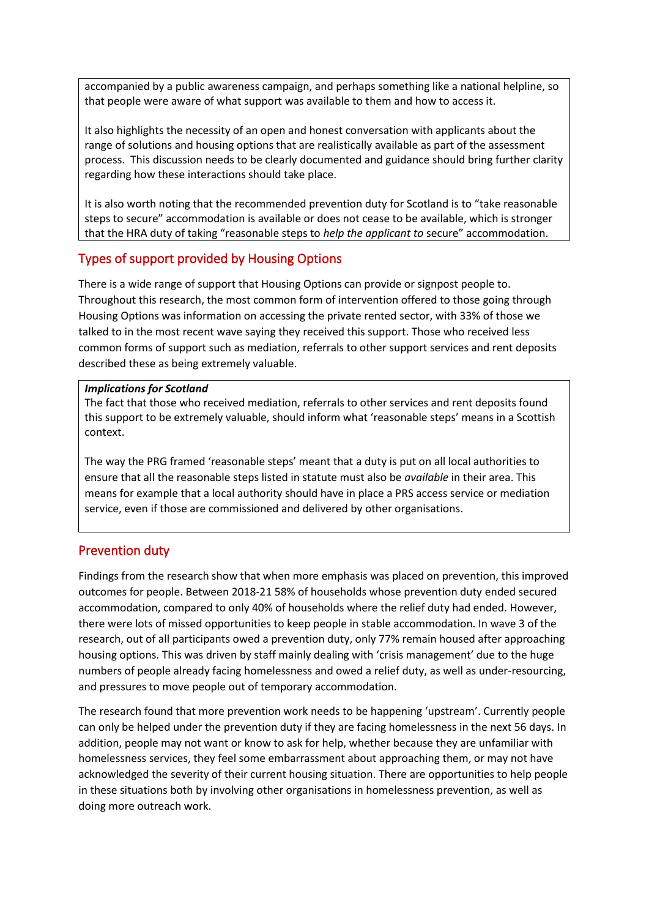accompanied by a public awareness campaign, and perhaps something like a national helpline, so that people were aware of what support was available to them and how to access it.

It also highlights the necessity of an open and honest conversation with applicants about the range of solutions and housing options that are realistically available as part of the assessment process. This discussion needs to be clearly documented and guidance should bring further clarity regarding how these interactions should take place.

It is also worth noting that the recommended prevention duty for Scotland is to "take reasonable steps to secure" accommodation is available or does not cease to be available, which is stronger that the HRA duty of taking "reasonable steps to *help the applicant to* secure" accommodation.

## Types of support provided by Housing Options

There is a wide range of support that Housing Options can provide or signpost people to. Throughout this research, the most common form of intervention offered to those going through Housing Options was information on accessing the private rented sector, with 33% of those we talked to in the most recent wave saying they received this support. Those who received less common forms of support such as mediation, referrals to other support services and rent deposits described these as being extremely valuable.

***Implications for Scotland***

The fact that those who received mediation, referrals to other services and rent deposits found this support to be extremely valuable, should inform what 'reasonable steps' means in a Scottish context.

The way the PRG framed 'reasonable steps' meant that a duty is put on all local authorities to ensure that all the reasonable steps listed in statute must also be *available* in their area. This means for example that a local authority should have in place a PRS access service or mediation service, even if those are commissioned and delivered by other organisations.

## Prevention duty

Findings from the research show that when more emphasis was placed on prevention, this improved outcomes for people. Between 2018-21 58% of households whose prevention duty ended secured accommodation, compared to only 40% of households where the relief duty had ended. However, there were lots of missed opportunities to keep people in stable accommodation. In wave 3 of the research, out of all participants owed a prevention duty, only 77% remain housed after approaching housing options. This was driven by staff mainly dealing with 'crisis management' due to the huge numbers of people already facing homelessness and owed a relief duty, as well as under-resourcing, and pressures to move people out of temporary accommodation.

The research found that more prevention work needs to be happening 'upstream'. Currently people can only be helped under the prevention duty if they are facing homelessness in the next 56 days. In addition, people may not want or know to ask for help, whether because they are unfamiliar with homelessness services, they feel some embarrassment about approaching them, or may not have acknowledged the severity of their current housing situation. There are opportunities to help people in these situations both by involving other organisations in homelessness prevention, as well as doing more outreach work.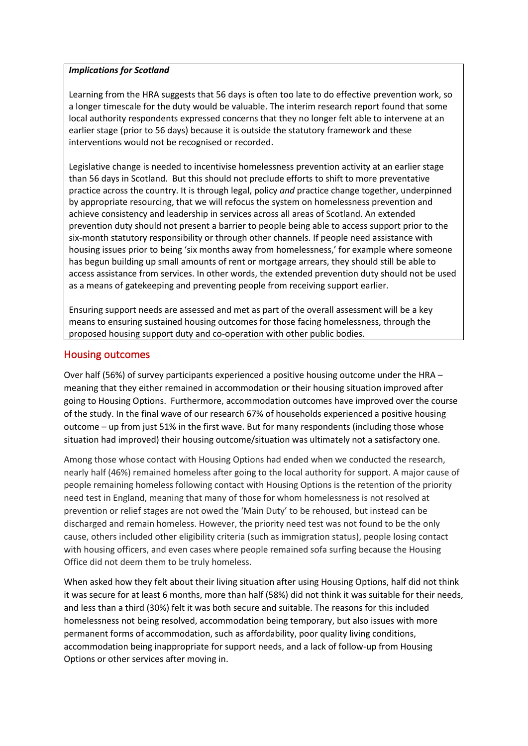***Implications for Scotland***

Learning from the HRA suggests that 56 days is often too late to do effective prevention work, so a longer timescale for the duty would be valuable. The interim research report found that some local authority respondents expressed concerns that they no longer felt able to intervene at an earlier stage (prior to 56 days) because it is outside the statutory framework and these interventions would not be recognised or recorded.

Legislative change is needed to incentivise homelessness prevention activity at an earlier stage than 56 days in Scotland. But this should not preclude efforts to shift to more preventative practice across the country. It is through legal, policy *and* practice change together, underpinned by appropriate resourcing, that we will refocus the system on homelessness prevention and achieve consistency and leadership in services across all areas of Scotland. An extended prevention duty should not present a barrier to people being able to access support prior to the six-month statutory responsibility or through other channels. If people need assistance with housing issues prior to being 'six months away from homelessness,' for example where someone has begun building up small amounts of rent or mortgage arrears, they should still be able to access assistance from services. In other words, the extended prevention duty should not be used as a means of gatekeeping and preventing people from receiving support earlier.

Ensuring support needs are assessed and met as part of the overall assessment will be a key means to ensuring sustained housing outcomes for those facing homelessness, through the proposed housing support duty and co-operation with other public bodies.

## Housing outcomes

Over half (56%) of survey participants experienced a positive housing outcome under the HRA – meaning that they either remained in accommodation or their housing situation improved after going to Housing Options. Furthermore, accommodation outcomes have improved over the course of the study. In the final wave of our research 67% of households experienced a positive housing outcome – up from just 51% in the first wave. But for many respondents (including those whose situation had improved) their housing outcome/situation was ultimately not a satisfactory one.

Among those whose contact with Housing Options had ended when we conducted the research, nearly half (46%) remained homeless after going to the local authority for support. A major cause of people remaining homeless following contact with Housing Options is the retention of the priority need test in England, meaning that many of those for whom homelessness is not resolved at prevention or relief stages are not owed the 'Main Duty' to be rehoused, but instead can be discharged and remain homeless. However, the priority need test was not found to be the only cause, others included other eligibility criteria (such as immigration status), people losing contact with housing officers, and even cases where people remained sofa surfing because the Housing Office did not deem them to be truly homeless.

When asked how they felt about their living situation after using Housing Options, half did not think it was secure for at least 6 months, more than half (58%) did not think it was suitable for their needs, and less than a third (30%) felt it was both secure and suitable. The reasons for this included homelessness not being resolved, accommodation being temporary, but also issues with more permanent forms of accommodation, such as affordability, poor quality living conditions, accommodation being inappropriate for support needs, and a lack of follow-up from Housing Options or other services after moving in.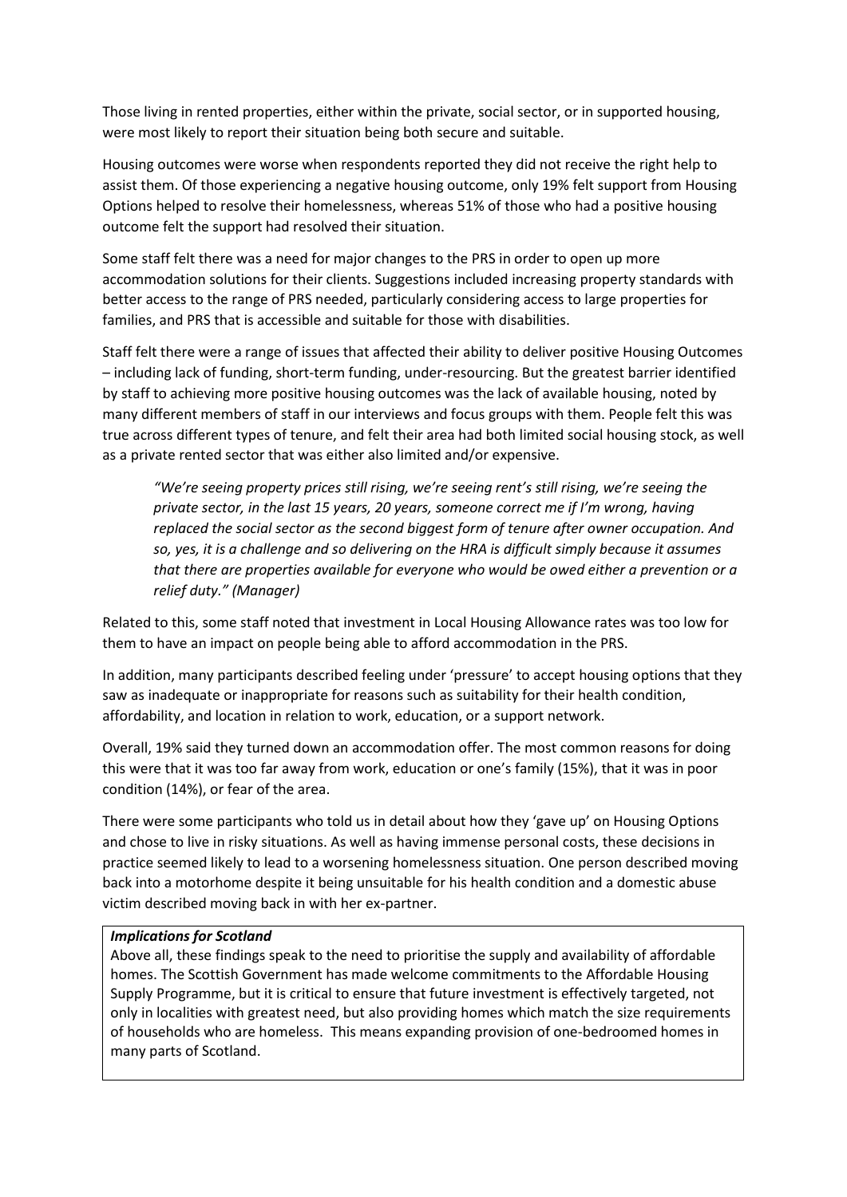Those living in rented properties, either within the private, social sector, or in supported housing, were most likely to report their situation being both secure and suitable.

Housing outcomes were worse when respondents reported they did not receive the right help to assist them. Of those experiencing a negative housing outcome, only 19% felt support from Housing Options helped to resolve their homelessness, whereas 51% of those who had a positive housing outcome felt the support had resolved their situation.

Some staff felt there was a need for major changes to the PRS in order to open up more accommodation solutions for their clients. Suggestions included increasing property standards with better access to the range of PRS needed, particularly considering access to large properties for families, and PRS that is accessible and suitable for those with disabilities.

Staff felt there were a range of issues that affected their ability to deliver positive Housing Outcomes – including lack of funding, short-term funding, under-resourcing. But the greatest barrier identified by staff to achieving more positive housing outcomes was the lack of available housing, noted by many different members of staff in our interviews and focus groups with them. People felt this was true across different types of tenure, and felt their area had both limited social housing stock, as well as a private rented sector that was either also limited and/or expensive.

> *"We're seeing property prices still rising, we're seeing rent's still rising, we're seeing the private sector, in the last 15 years, 20 years, someone correct me if I'm wrong, having replaced the social sector as the second biggest form of tenure after owner occupation. And so, yes, it is a challenge and so delivering on the HRA is difficult simply because it assumes that there are properties available for everyone who would be owed either a prevention or a relief duty." (Manager)*

Related to this, some staff noted that investment in Local Housing Allowance rates was too low for them to have an impact on people being able to afford accommodation in the PRS.

In addition, many participants described feeling under 'pressure' to accept housing options that they saw as inadequate or inappropriate for reasons such as suitability for their health condition, affordability, and location in relation to work, education, or a support network.

Overall, 19% said they turned down an accommodation offer. The most common reasons for doing this were that it was too far away from work, education or one's family (15%), that it was in poor condition (14%), or fear of the area.

There were some participants who told us in detail about how they 'gave up' on Housing Options and chose to live in risky situations. As well as having immense personal costs, these decisions in practice seemed likely to lead to a worsening homelessness situation. One person described moving back into a motorhome despite it being unsuitable for his health condition and a domestic abuse victim described moving back in with her ex-partner.

***Implications for Scotland***

Above all, these findings speak to the need to prioritise the supply and availability of affordable homes. The Scottish Government has made welcome commitments to the Affordable Housing Supply Programme, but it is critical to ensure that future investment is effectively targeted, not only in localities with greatest need, but also providing homes which match the size requirements of households who are homeless. This means expanding provision of one-bedroomed homes in many parts of Scotland.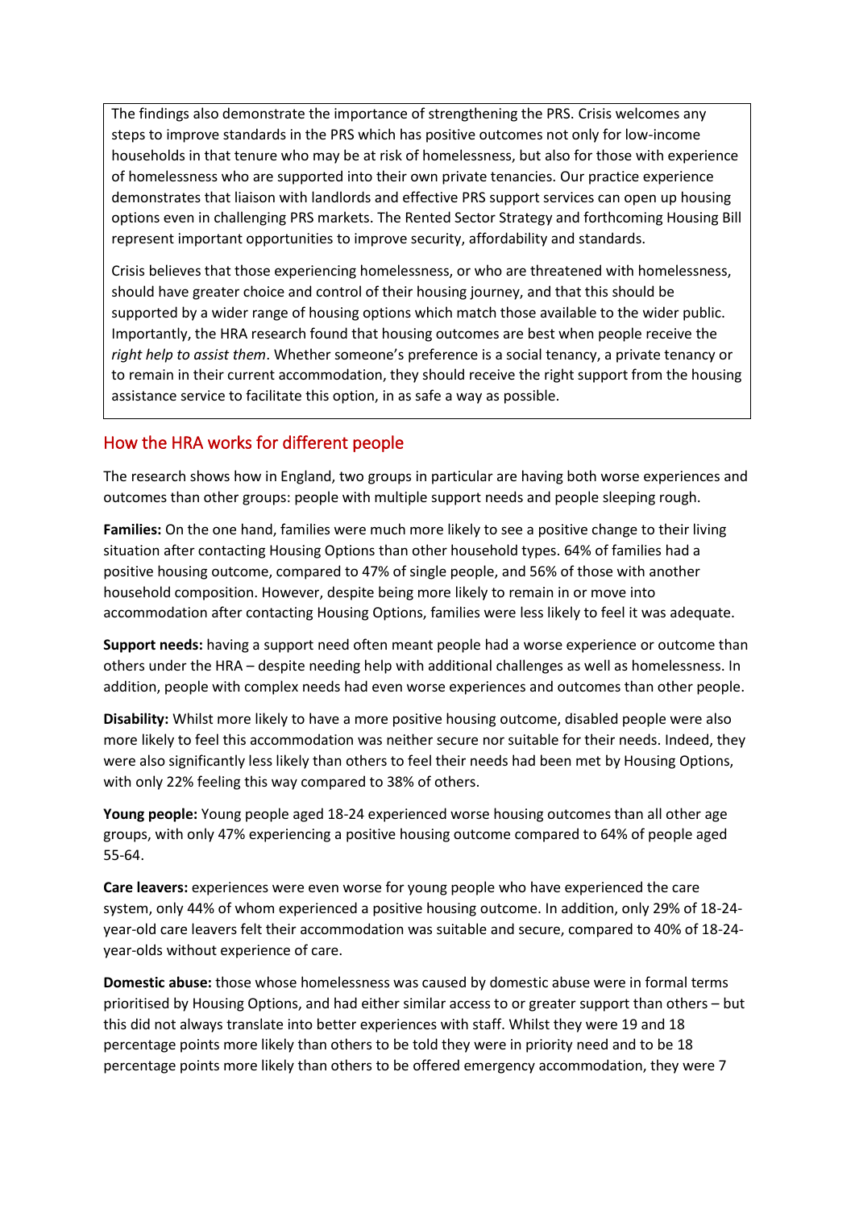The findings also demonstrate the importance of strengthening the PRS. Crisis welcomes any steps to improve standards in the PRS which has positive outcomes not only for low-income households in that tenure who may be at risk of homelessness, but also for those with experience of homelessness who are supported into their own private tenancies. Our practice experience demonstrates that liaison with landlords and effective PRS support services can open up housing options even in challenging PRS markets. The Rented Sector Strategy and forthcoming Housing Bill represent important opportunities to improve security, affordability and standards.

Crisis believes that those experiencing homelessness, or who are threatened with homelessness, should have greater choice and control of their housing journey, and that this should be supported by a wider range of housing options which match those available to the wider public. Importantly, the HRA research found that housing outcomes are best when people receive the *right help to assist them*. Whether someone's preference is a social tenancy, a private tenancy or to remain in their current accommodation, they should receive the right support from the housing assistance service to facilitate this option, in as safe a way as possible.

## How the HRA works for different people

The research shows how in England, two groups in particular are having both worse experiences and outcomes than other groups: people with multiple support needs and people sleeping rough.

**Families:** On the one hand, families were much more likely to see a positive change to their living situation after contacting Housing Options than other household types. 64% of families had a positive housing outcome, compared to 47% of single people, and 56% of those with another household composition. However, despite being more likely to remain in or move into accommodation after contacting Housing Options, families were less likely to feel it was adequate.

**Support needs:** having a support need often meant people had a worse experience or outcome than others under the HRA – despite needing help with additional challenges as well as homelessness. In addition, people with complex needs had even worse experiences and outcomes than other people.

**Disability:** Whilst more likely to have a more positive housing outcome, disabled people were also more likely to feel this accommodation was neither secure nor suitable for their needs. Indeed, they were also significantly less likely than others to feel their needs had been met by Housing Options, with only 22% feeling this way compared to 38% of others.

**Young people:** Young people aged 18-24 experienced worse housing outcomes than all other age groups, with only 47% experiencing a positive housing outcome compared to 64% of people aged 55-64.

**Care leavers:** experiences were even worse for young people who have experienced the care system, only 44% of whom experienced a positive housing outcome. In addition, only 29% of 18-24-year-old care leavers felt their accommodation was suitable and secure, compared to 40% of 18-24-year-olds without experience of care.

**Domestic abuse:** those whose homelessness was caused by domestic abuse were in formal terms prioritised by Housing Options, and had either similar access to or greater support than others – but this did not always translate into better experiences with staff. Whilst they were 19 and 18 percentage points more likely than others to be told they were in priority need and to be 18 percentage points more likely than others to be offered emergency accommodation, they were 7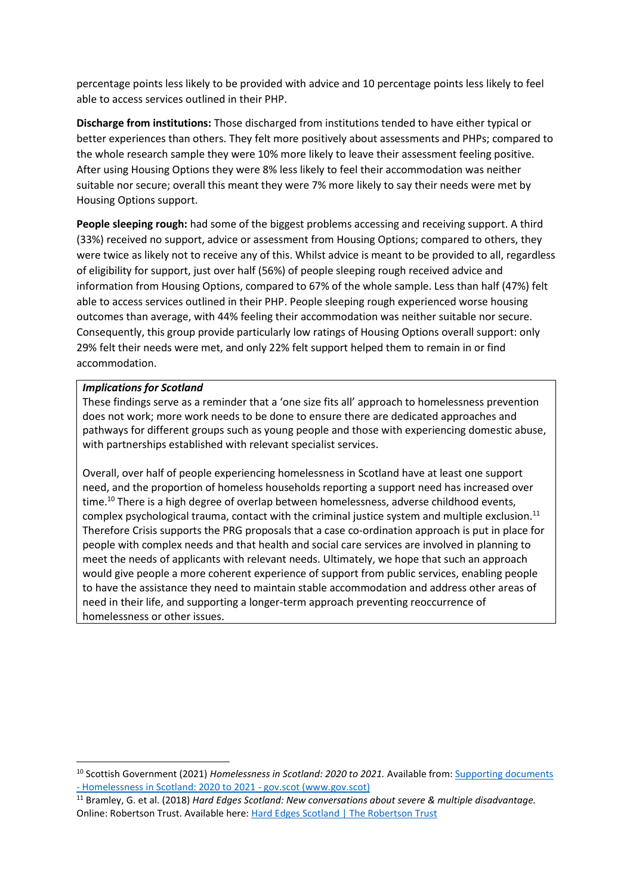percentage points less likely to be provided with advice and 10 percentage points less likely to feel able to access services outlined in their PHP.

**Discharge from institutions:** Those discharged from institutions tended to have either typical or better experiences than others. They felt more positively about assessments and PHPs; compared to the whole research sample they were 10% more likely to leave their assessment feeling positive. After using Housing Options they were 8% less likely to feel their accommodation was neither suitable nor secure; overall this meant they were 7% more likely to say their needs were met by Housing Options support.

**People sleeping rough:** had some of the biggest problems accessing and receiving support. A third (33%) received no support, advice or assessment from Housing Options; compared to others, they were twice as likely not to receive any of this. Whilst advice is meant to be provided to all, regardless of eligibility for support, just over half (56%) of people sleeping rough received advice and information from Housing Options, compared to 67% of the whole sample. Less than half (47%) felt able to access services outlined in their PHP. People sleeping rough experienced worse housing outcomes than average, with 44% feeling their accommodation was neither suitable nor secure. Consequently, this group provide particularly low ratings of Housing Options overall support: only 29% felt their needs were met, and only 22% felt support helped them to remain in or find accommodation.

> ***Implications for Scotland***
>
> These findings serve as a reminder that a 'one size fits all' approach to homelessness prevention does not work; more work needs to be done to ensure there are dedicated approaches and pathways for different groups such as young people and those with experiencing domestic abuse, with partnerships established with relevant specialist services.
>
> Overall, over half of people experiencing homelessness in Scotland have at least one support need, and the proportion of homeless households reporting a support need has increased over time.[10] There is a high degree of overlap between homelessness, adverse childhood events, complex psychological trauma, contact with the criminal justice system and multiple exclusion.[11] Therefore Crisis supports the PRG proposals that a case co-ordination approach is put in place for people with complex needs and that health and social care services are involved in planning to meet the needs of applicants with relevant needs. Ultimately, we hope that such an approach would give people a more coherent experience of support from public services, enabling people to have the assistance they need to maintain stable accommodation and address other areas of need in their life, and supporting a longer-term approach preventing reoccurrence of homelessness or other issues.

[10] Scottish Government (2021) *Homelessness in Scotland: 2020 to 2021.* Available from: Supporting documents - Homelessness in Scotland: 2020 to 2021 - gov.scot (www.gov.scot)

[11] Bramley, G. et al. (2018) *Hard Edges Scotland: New conversations about severe & multiple disadvantage.* Online: Robertson Trust. Available here: Hard Edges Scotland | The Robertson Trust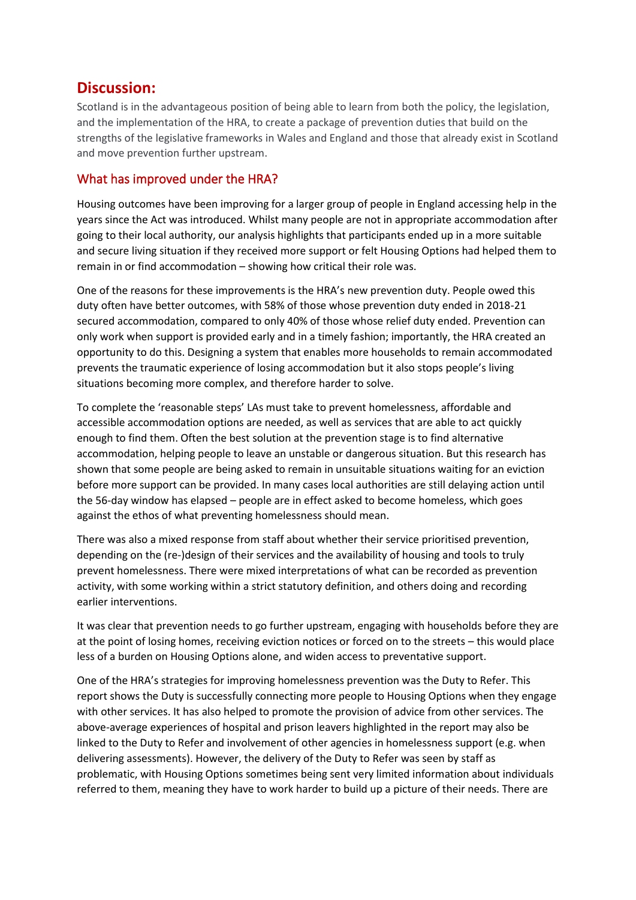## Discussion:

Scotland is in the advantageous position of being able to learn from both the policy, the legislation, and the implementation of the HRA, to create a package of prevention duties that build on the strengths of the legislative frameworks in Wales and England and those that already exist in Scotland and move prevention further upstream.

### What has improved under the HRA?

Housing outcomes have been improving for a larger group of people in England accessing help in the years since the Act was introduced. Whilst many people are not in appropriate accommodation after going to their local authority, our analysis highlights that participants ended up in a more suitable and secure living situation if they received more support or felt Housing Options had helped them to remain in or find accommodation – showing how critical their role was.

One of the reasons for these improvements is the HRA's new prevention duty. People owed this duty often have better outcomes, with 58% of those whose prevention duty ended in 2018-21 secured accommodation, compared to only 40% of those whose relief duty ended. Prevention can only work when support is provided early and in a timely fashion; importantly, the HRA created an opportunity to do this. Designing a system that enables more households to remain accommodated prevents the traumatic experience of losing accommodation but it also stops people's living situations becoming more complex, and therefore harder to solve.

To complete the 'reasonable steps' LAs must take to prevent homelessness, affordable and accessible accommodation options are needed, as well as services that are able to act quickly enough to find them. Often the best solution at the prevention stage is to find alternative accommodation, helping people to leave an unstable or dangerous situation. But this research has shown that some people are being asked to remain in unsuitable situations waiting for an eviction before more support can be provided. In many cases local authorities are still delaying action until the 56-day window has elapsed – people are in effect asked to become homeless, which goes against the ethos of what preventing homelessness should mean.

There was also a mixed response from staff about whether their service prioritised prevention, depending on the (re-)design of their services and the availability of housing and tools to truly prevent homelessness. There were mixed interpretations of what can be recorded as prevention activity, with some working within a strict statutory definition, and others doing and recording earlier interventions.

It was clear that prevention needs to go further upstream, engaging with households before they are at the point of losing homes, receiving eviction notices or forced on to the streets – this would place less of a burden on Housing Options alone, and widen access to preventative support.

One of the HRA's strategies for improving homelessness prevention was the Duty to Refer. This report shows the Duty is successfully connecting more people to Housing Options when they engage with other services. It has also helped to promote the provision of advice from other services. The above-average experiences of hospital and prison leavers highlighted in the report may also be linked to the Duty to Refer and involvement of other agencies in homelessness support (e.g. when delivering assessments). However, the delivery of the Duty to Refer was seen by staff as problematic, with Housing Options sometimes being sent very limited information about individuals referred to them, meaning they have to work harder to build up a picture of their needs. There are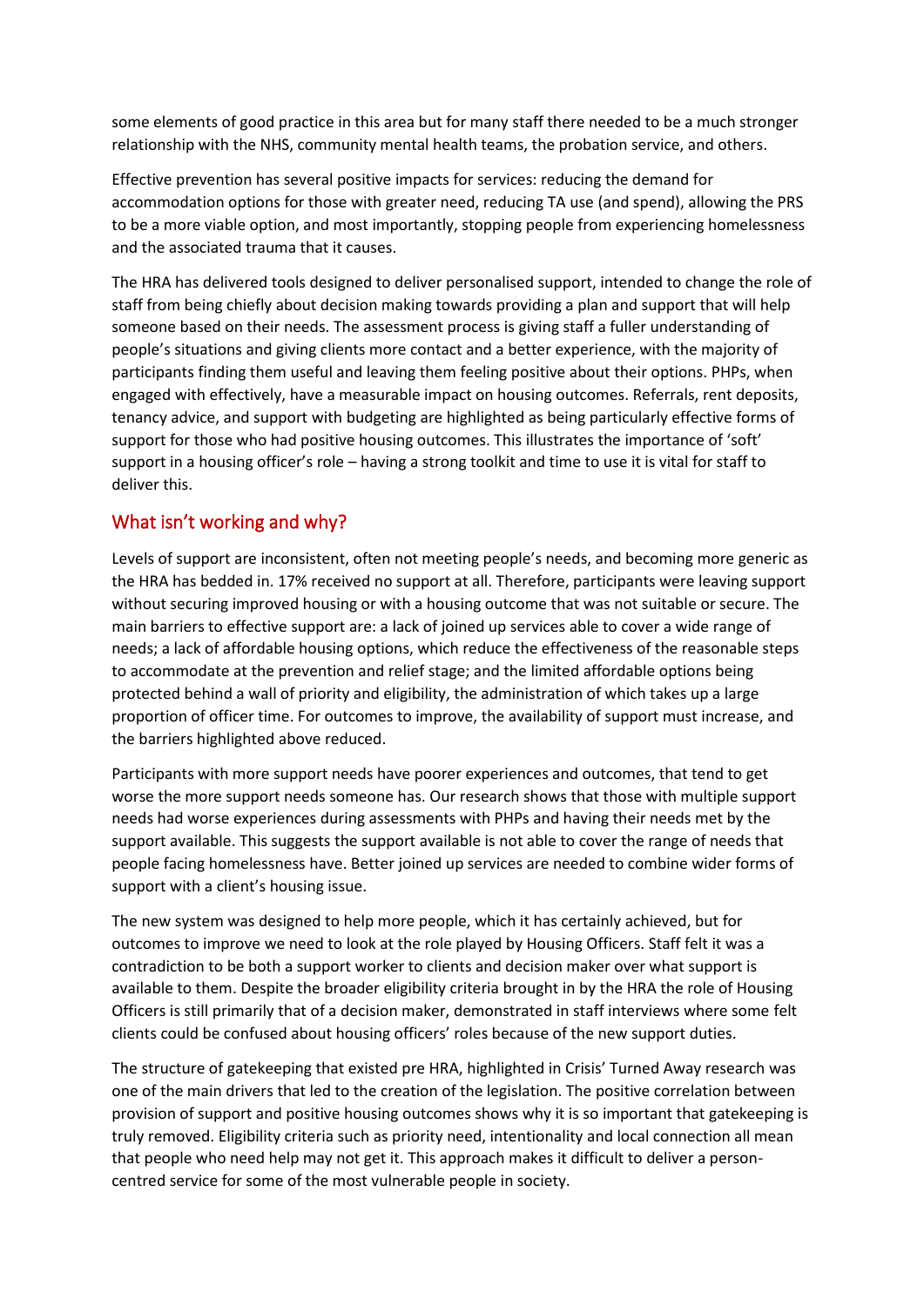some elements of good practice in this area but for many staff there needed to be a much stronger relationship with the NHS, community mental health teams, the probation service, and others.

Effective prevention has several positive impacts for services: reducing the demand for accommodation options for those with greater need, reducing TA use (and spend), allowing the PRS to be a more viable option, and most importantly, stopping people from experiencing homelessness and the associated trauma that it causes.

The HRA has delivered tools designed to deliver personalised support, intended to change the role of staff from being chiefly about decision making towards providing a plan and support that will help someone based on their needs. The assessment process is giving staff a fuller understanding of people's situations and giving clients more contact and a better experience, with the majority of participants finding them useful and leaving them feeling positive about their options. PHPs, when engaged with effectively, have a measurable impact on housing outcomes. Referrals, rent deposits, tenancy advice, and support with budgeting are highlighted as being particularly effective forms of support for those who had positive housing outcomes. This illustrates the importance of 'soft' support in a housing officer's role – having a strong toolkit and time to use it is vital for staff to deliver this.

## What isn't working and why?

Levels of support are inconsistent, often not meeting people's needs, and becoming more generic as the HRA has bedded in. 17% received no support at all. Therefore, participants were leaving support without securing improved housing or with a housing outcome that was not suitable or secure. The main barriers to effective support are: a lack of joined up services able to cover a wide range of needs; a lack of affordable housing options, which reduce the effectiveness of the reasonable steps to accommodate at the prevention and relief stage; and the limited affordable options being protected behind a wall of priority and eligibility, the administration of which takes up a large proportion of officer time. For outcomes to improve, the availability of support must increase, and the barriers highlighted above reduced.

Participants with more support needs have poorer experiences and outcomes, that tend to get worse the more support needs someone has. Our research shows that those with multiple support needs had worse experiences during assessments with PHPs and having their needs met by the support available. This suggests the support available is not able to cover the range of needs that people facing homelessness have. Better joined up services are needed to combine wider forms of support with a client's housing issue.

The new system was designed to help more people, which it has certainly achieved, but for outcomes to improve we need to look at the role played by Housing Officers. Staff felt it was a contradiction to be both a support worker to clients and decision maker over what support is available to them. Despite the broader eligibility criteria brought in by the HRA the role of Housing Officers is still primarily that of a decision maker, demonstrated in staff interviews where some felt clients could be confused about housing officers' roles because of the new support duties.

The structure of gatekeeping that existed pre HRA, highlighted in Crisis' Turned Away research was one of the main drivers that led to the creation of the legislation. The positive correlation between provision of support and positive housing outcomes shows why it is so important that gatekeeping is truly removed. Eligibility criteria such as priority need, intentionality and local connection all mean that people who need help may not get it. This approach makes it difficult to deliver a person-centred service for some of the most vulnerable people in society.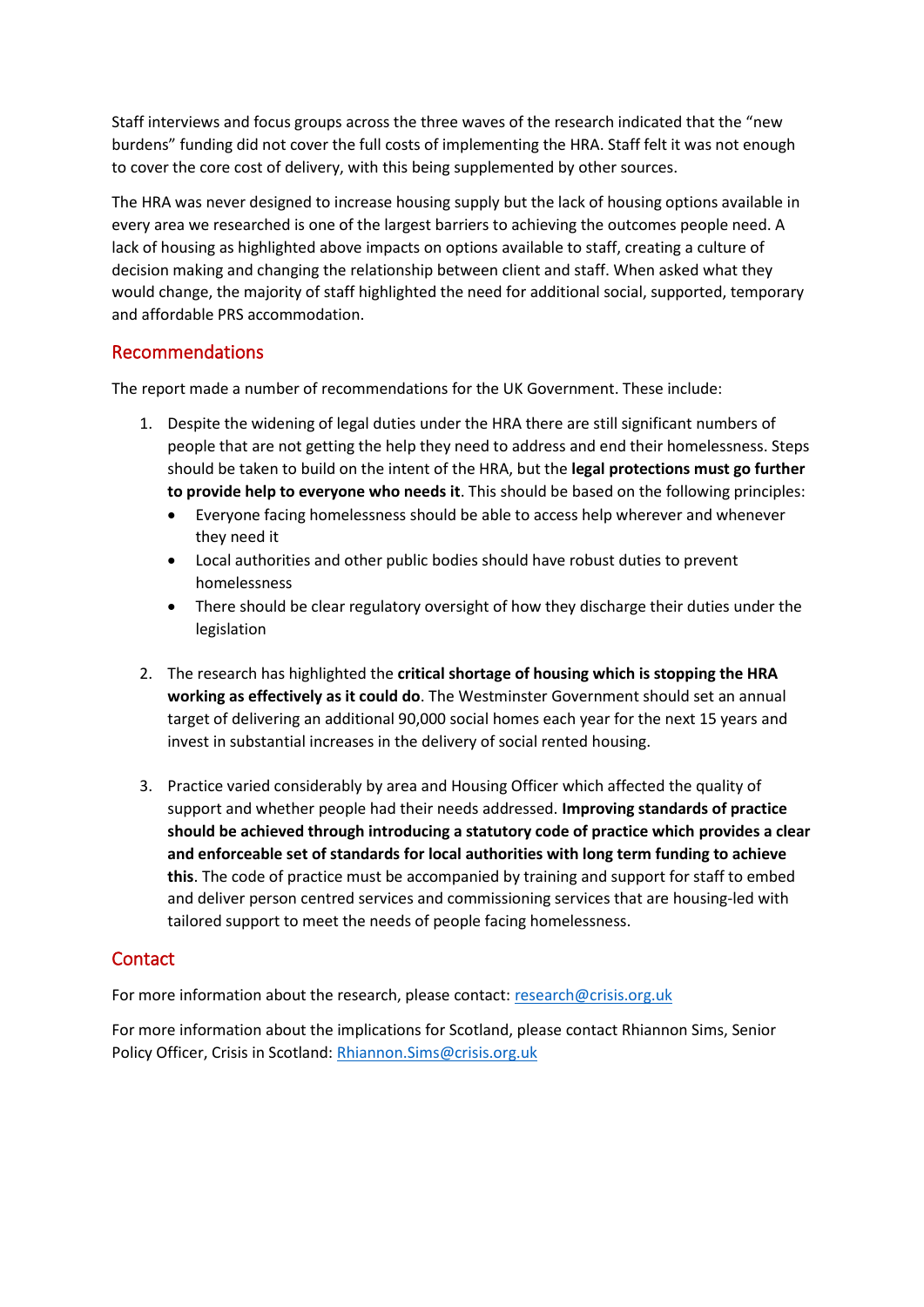Staff interviews and focus groups across the three waves of the research indicated that the "new burdens" funding did not cover the full costs of implementing the HRA. Staff felt it was not enough to cover the core cost of delivery, with this being supplemented by other sources.

The HRA was never designed to increase housing supply but the lack of housing options available in every area we researched is one of the largest barriers to achieving the outcomes people need. A lack of housing as highlighted above impacts on options available to staff, creating a culture of decision making and changing the relationship between client and staff. When asked what they would change, the majority of staff highlighted the need for additional social, supported, temporary and affordable PRS accommodation.

## Recommendations

The report made a number of recommendations for the UK Government. These include:

1. Despite the widening of legal duties under the HRA there are still significant numbers of people that are not getting the help they need to address and end their homelessness. Steps should be taken to build on the intent of the HRA, but the **legal protections must go further to provide help to everyone who needs it**. This should be based on the following principles:
   - Everyone facing homelessness should be able to access help wherever and whenever they need it
   - Local authorities and other public bodies should have robust duties to prevent homelessness
   - There should be clear regulatory oversight of how they discharge their duties under the legislation

2. The research has highlighted the **critical shortage of housing which is stopping the HRA working as effectively as it could do**. The Westminster Government should set an annual target of delivering an additional 90,000 social homes each year for the next 15 years and invest in substantial increases in the delivery of social rented housing.

3. Practice varied considerably by area and Housing Officer which affected the quality of support and whether people had their needs addressed. **Improving standards of practice should be achieved through introducing a statutory code of practice which provides a clear and enforceable set of standards for local authorities with long term funding to achieve this**. The code of practice must be accompanied by training and support for staff to embed and deliver person centred services and commissioning services that are housing-led with tailored support to meet the needs of people facing homelessness.

## Contact

For more information about the research, please contact: research@crisis.org.uk

For more information about the implications for Scotland, please contact Rhiannon Sims, Senior Policy Officer, Crisis in Scotland: Rhiannon.Sims@crisis.org.uk